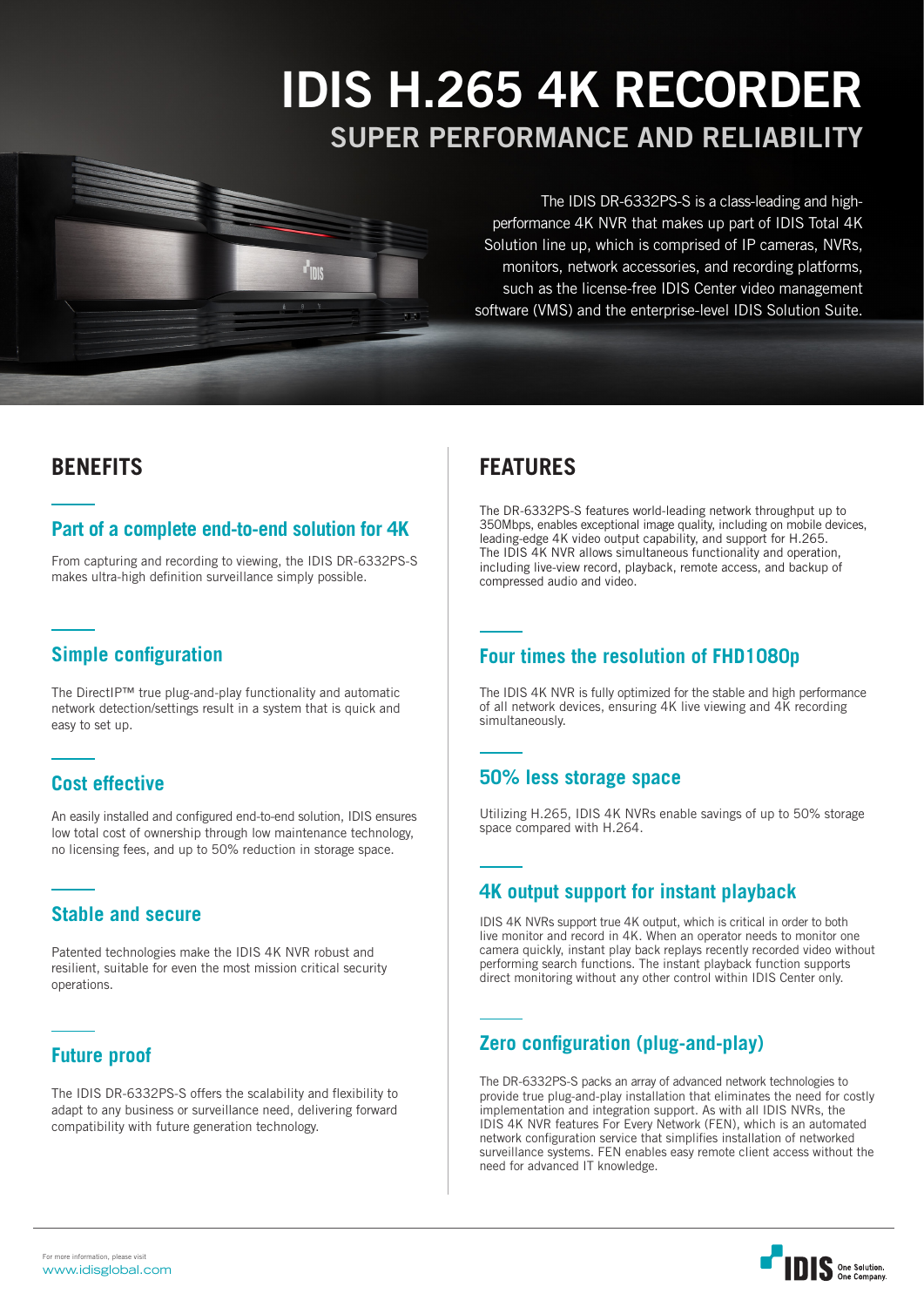# IDIS H.265 4K RECORDER

## SUPER PERFORMANCE AND RELIABILITY

The IDIS DR-6332PS-S is a class-leading and high-performance 4K NVR that makes up part of IDIS Total 4K Solution line up, which is comprised of IP cameras, NVRs, monitors, network accessories, and recording platforms, such as the license-free IDIS Center video management software (VMS) and the enterprise-level IDIS Solution Suite.

## BENEFITS

### Part of a complete end-to-end solution for 4K

From capturing and recording to viewing, the IDIS DR-6332PS-S makes ultra-high definition surveillance simply possible.

### Simple configuration

The DirectIP™ true plug-and-play functionality and automatic network detection/settings result in a system that is quick and easy to set up.

### Cost effective

An easily installed and configured end-to-end solution, IDIS ensures low total cost of ownership through low maintenance technology, no licensing fees, and up to 50% reduction in storage space.

### Stable and secure

Patented technologies make the IDIS 4K NVR robust and resilient, suitable for even the most mission critical security operations.

### Future proof

The IDIS DR-6332PS-S offers the scalability and flexibility to adapt to any business or surveillance need, delivering forward compatibility with future generation technology.

## FEATURES

The DR-6332PS-S features world-leading network throughput up to 350Mbps, enables exceptional image quality, including on mobile devices, leading-edge 4K video output capability, and support for H.265.
The IDIS 4K NVR allows simultaneous functionality and operation, including live-view record, playback, remote access, and backup of compressed audio and video.

### Four times the resolution of FHD1080p

The IDIS 4K NVR is fully optimized for the stable and high performance of all network devices, ensuring 4K live viewing and 4K recording simultaneously.

### 50% less storage space

Utilizing H.265, IDIS 4K NVRs enable savings of up to 50% storage space compared with H.264.

### 4K output support for instant playback

IDIS 4K NVRs support true 4K output, which is critical in order to both live monitor and record in 4K. When an operator needs to monitor one camera quickly, instant play back replays recently recorded video without performing search functions. The instant playback function supports direct monitoring without any other control within IDIS Center only.

### Zero configuration (plug-and-play)

The DR-6332PS-S packs an array of advanced network technologies to provide true plug-and-play installation that eliminates the need for costly implementation and integration support. As with all IDIS NVRs, the IDIS 4K NVR features For Every Network (FEN), which is an automated network configuration service that simplifies installation of networked surveillance systems. FEN enables easy remote client access without the need for advanced IT knowledge.

For more information, please visit
www.idisglobal.com

IDIS One Solution. One Company.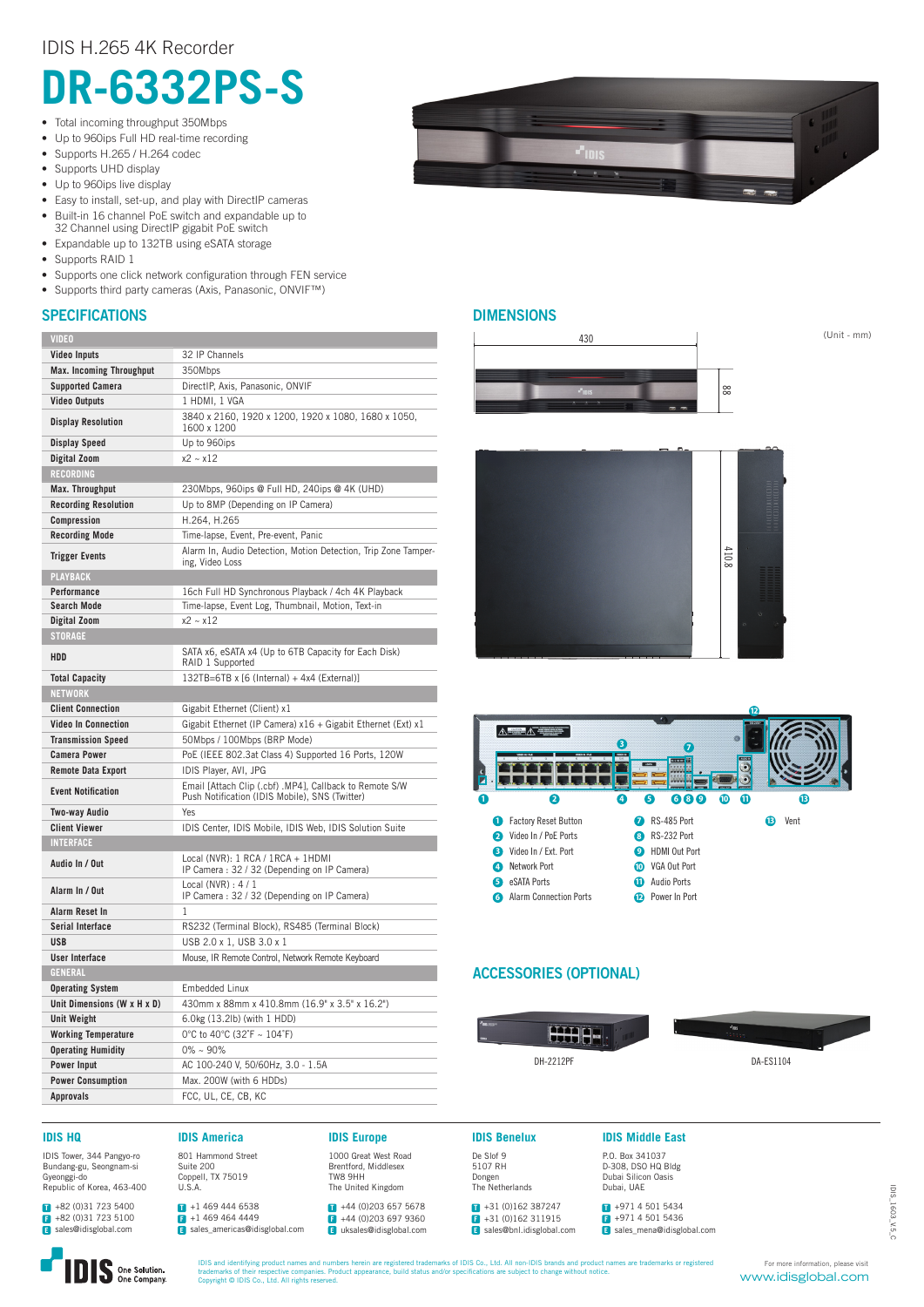IDIS H.265 4K Recorder

# DR-6332PS-S

- Total incoming throughput 350Mbps
- Up to 960ips Full HD real-time recording
- Supports H.265 / H.264 codec
- Supports UHD display
- Up to 960ips live display
- Easy to install, set-up, and play with DirectIP cameras
- Built-in 16 channel PoE switch and expandable up to 32 Channel using DirectIP gigabit PoE switch
- Expandable up to 132TB using eSATA storage
- Supports RAID 1
- Supports one click network configuration through FEN service
- Supports third party cameras (Axis, Panasonic, ONVIF™)

## SPECIFICATIONS

| | |
|---|---|
| **VIDEO** | |
| **Video Inputs** | 32 IP Channels |
| **Max. Incoming Throughput** | 350Mbps |
| **Supported Camera** | DirectIP, Axis, Panasonic, ONVIF |
| **Video Outputs** | 1 HDMI, 1 VGA |
| **Display Resolution** | 3840 x 2160, 1920 x 1200, 1920 x 1080, 1680 x 1050, 1600 x 1200 |
| **Display Speed** | Up to 960ips |
| **Digital Zoom** | x2 ~ x12 |
| **RECORDING** | |
| **Max. Throughput** | 230Mbps, 960ips @ Full HD, 240ips @ 4K (UHD) |
| **Recording Resolution** | Up to 8MP (Depending on IP Camera) |
| **Compression** | H.264, H.265 |
| **Recording Mode** | Time-lapse, Event, Pre-event, Panic |
| **Trigger Events** | Alarm In, Audio Detection, Motion Detection, Trip Zone Tamper-ing, Video Loss |
| **PLAYBACK** | |
| **Performance** | 16ch Full HD Synchronous Playback / 4ch 4K Playback |
| **Search Mode** | Time-lapse, Event Log, Thumbnail, Motion, Text-in |
| **Digital Zoom** | x2 ~ x12 |
| **STORAGE** | |
| **HDD** | SATA x6, eSATA x4 (Up to 6TB Capacity for Each Disk) RAID 1 Supported |
| **Total Capacity** | 132TB=6TB x [6 (Internal) + 4x4 (External)] |
| **NETWORK** | |
| **Client Connection** | Gigabit Ethernet (Client) x1 |
| **Video In Connection** | Gigabit Ethernet (IP Camera) x16 + Gigabit Ethernet (Ext) x1 |
| **Transmission Speed** | 50Mbps / 100Mbps (BRP Mode) |
| **Camera Power** | PoE (IEEE 802.3at Class 4) Supported 16 Ports, 120W |
| **Remote Data Export** | IDIS Player, AVI, JPG |
| **Event Notification** | Email [Attach Clip (.cbf) .MP4], Callback to Remote S/W Push Notification (IDIS Mobile), SNS (Twitter) |
| **Two-way Audio** | Yes |
| **Client Viewer** | IDIS Center, IDIS Mobile, IDIS Web, IDIS Solution Suite |
| **INTERFACE** | |
| **Audio In / Out** | Local (NVR): 1 RCA / 1RCA + 1HDMI IP Camera : 32 / 32 (Depending on IP Camera) |
| **Alarm In / Out** | Local (NVR) : 4 / 1 IP Camera : 32 / 32 (Depending on IP Camera) |
| **Alarm Reset In** | 1 |
| **Serial Interface** | RS232 (Terminal Block), RS485 (Terminal Block) |
| **USB** | USB 2.0 x 1, USB 3.0 x 1 |
| **User Interface** | Mouse, IR Remote Control, Network Remote Keyboard |
| **GENERAL** | |
| **Operating System** | Embedded Linux |
| **Unit Dimensions (W x H x D)** | 430mm x 88mm x 410.8mm (16.9" x 3.5" x 16.2") |
| **Unit Weight** | 6.0kg (13.2lb) (with 1 HDD) |
| **Working Temperature** | 0°C to 40°C (32°F ~ 104°F) |
| **Operating Humidity** | 0% ~ 90% |
| **Power Input** | AC 100-240 V, 50/60Hz, 3.0 - 1.5A |
| **Power Consumption** | Max. 200W (with 6 HDDs) |
| **Approvals** | FCC, UL, CE, CB, KC |

## DIMENSIONS

(Unit - mm)

430

88

410.8

1. Factory Reset Button
2. Video In / PoE Ports
3. Video In / Ext. Port
4. Network Port
5. eSATA Ports
6. Alarm Connection Ports
7. RS-485 Port
8. RS-232 Port
9. HDMI Out Port
10. VGA Out Port
11. Audio Ports
12. Power In Port
13. Vent

## ACCESSORIES (OPTIONAL)

DH-2212PF

DA-ES1104

### IDIS HQ

IDIS Tower, 344 Pangyo-ro
Bundang-gu, Seongnam-si
Gyeonggi-do
Republic of Korea, 463-400

T +82 (0)31 723 5400
F +82 (0)31 723 5100
E sales@idisglobal.com

### IDIS America

801 Hammond Street
Suite 200
Coppell, TX 75019
U.S.A.

T +1 469 444 6538
F +1 469 464 4449
E sales_americas@idisglobal.com

### IDIS Europe

1000 Great West Road
Brentford, Middlesex
TW8 9HH
The United Kingdom

T +44 (0)203 657 5678
F +44 (0)203 697 9360
E uksales@idisglobal.com

### IDIS Benelux

De Slof 9
5107 RH
Dongen
The Netherlands

T +31 (0)162 387247
F +31 (0)162 311915
E sales@bnl.idisglobal.com

### IDIS Middle East

P.O. Box 341037
D-308, DSO HQ Bldg
Dubai Silicon Oasis
Dubai, UAE

T +971 4 501 5434
F +971 4 501 5436
E sales_mena@idisglobal.com

IDIS One Solution. One Company.

IDIS and identifying product names and numbers herein are registered trademarks of IDIS Co., Ltd. All non-IDIS brands and product names are trademarks or registered trademarks of their respective companies. Product appearance, build status and/or specifications are subject to change without notice.
Copyright © IDIS Co., Ltd. All rights reserved.

For more information, please visit www.idisglobal.com

IDIS_1603_V5_C